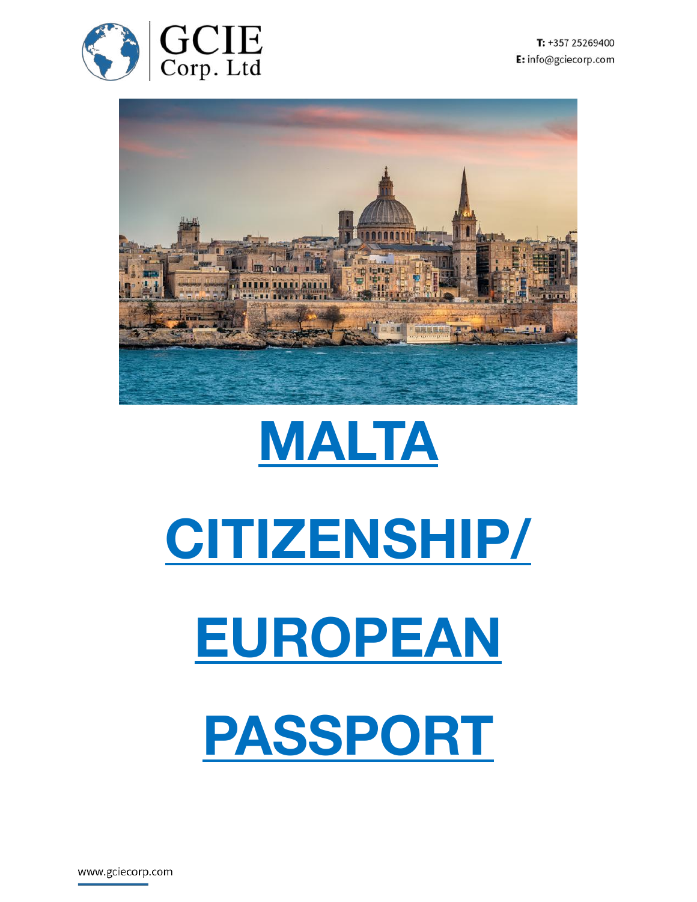GCIE Corp. Ltd

**T:** +357 25269400
**E:** info@gciecorp.com

# MALTA CITIZENSHIP/ EUROPEAN PASSPORT

www.gciecorp.com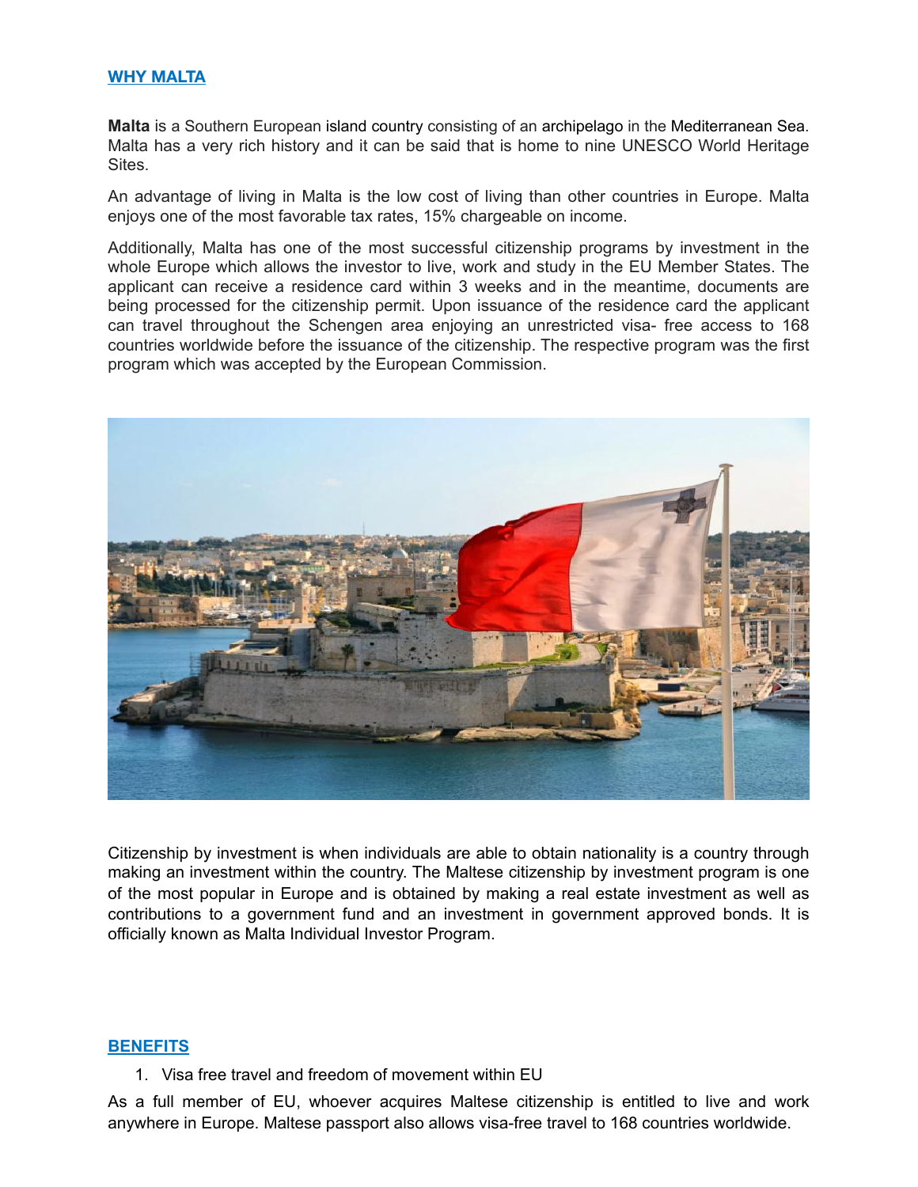## WHY MALTA

**Malta** is a Southern European island country consisting of an archipelago in the Mediterranean Sea. Malta has a very rich history and it can be said that is home to nine UNESCO World Heritage Sites.

An advantage of living in Malta is the low cost of living than other countries in Europe. Malta enjoys one of the most favorable tax rates, 15% chargeable on income.

Additionally, Malta has one of the most successful citizenship programs by investment in the whole Europe which allows the investor to live, work and study in the EU Member States. The applicant can receive a residence card within 3 weeks and in the meantime, documents are being processed for the citizenship permit. Upon issuance of the residence card the applicant can travel throughout the Schengen area enjoying an unrestricted visa- free access to 168 countries worldwide before the issuance of the citizenship. The respective program was the first program which was accepted by the European Commission.

Citizenship by investment is when individuals are able to obtain nationality is a country through making an investment within the country. The Maltese citizenship by investment program is one of the most popular in Europe and is obtained by making a real estate investment as well as contributions to a government fund and an investment in government approved bonds. It is officially known as Malta Individual Investor Program.

## BENEFITS

1. Visa free travel and freedom of movement within EU

As a full member of EU, whoever acquires Maltese citizenship is entitled to live and work anywhere in Europe. Maltese passport also allows visa-free travel to 168 countries worldwide.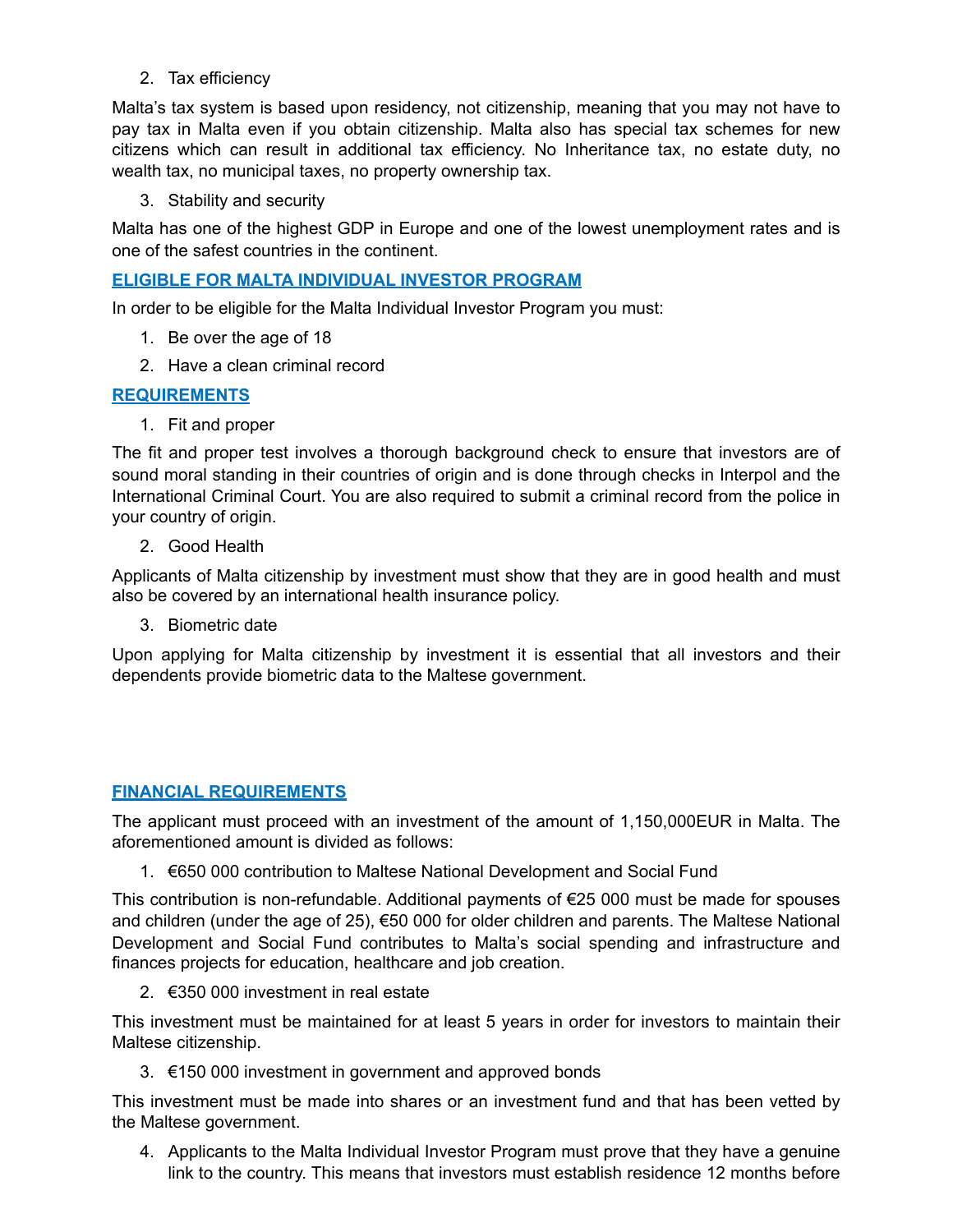2. Tax efficiency

Malta's tax system is based upon residency, not citizenship, meaning that you may not have to pay tax in Malta even if you obtain citizenship. Malta also has special tax schemes for new citizens which can result in additional tax efficiency. No Inheritance tax, no estate duty, no wealth tax, no municipal taxes, no property ownership tax.

3. Stability and security

Malta has one of the highest GDP in Europe and one of the lowest unemployment rates and is one of the safest countries in the continent.

## ELIGIBLE FOR MALTA INDIVIDUAL INVESTOR PROGRAM

In order to be eligible for the Malta Individual Investor Program you must:

1. Be over the age of 18
2. Have a clean criminal record

## REQUIREMENTS

1. Fit and proper

The fit and proper test involves a thorough background check to ensure that investors are of sound moral standing in their countries of origin and is done through checks in Interpol and the International Criminal Court. You are also required to submit a criminal record from the police in your country of origin.

2. Good Health

Applicants of Malta citizenship by investment must show that they are in good health and must also be covered by an international health insurance policy.

3. Biometric date

Upon applying for Malta citizenship by investment it is essential that all investors and their dependents provide biometric data to the Maltese government.

## FINANCIAL REQUIREMENTS

The applicant must proceed with an investment of the amount of 1,150,000EUR in Malta. The aforementioned amount is divided as follows:

1. €650 000 contribution to Maltese National Development and Social Fund

This contribution is non-refundable. Additional payments of €25 000 must be made for spouses and children (under the age of 25), €50 000 for older children and parents. The Maltese National Development and Social Fund contributes to Malta's social spending and infrastructure and finances projects for education, healthcare and job creation.

2. €350 000 investment in real estate

This investment must be maintained for at least 5 years in order for investors to maintain their Maltese citizenship.

3. €150 000 investment in government and approved bonds

This investment must be made into shares or an investment fund and that has been vetted by the Maltese government.

4. Applicants to the Malta Individual Investor Program must prove that they have a genuine link to the country. This means that investors must establish residence 12 months before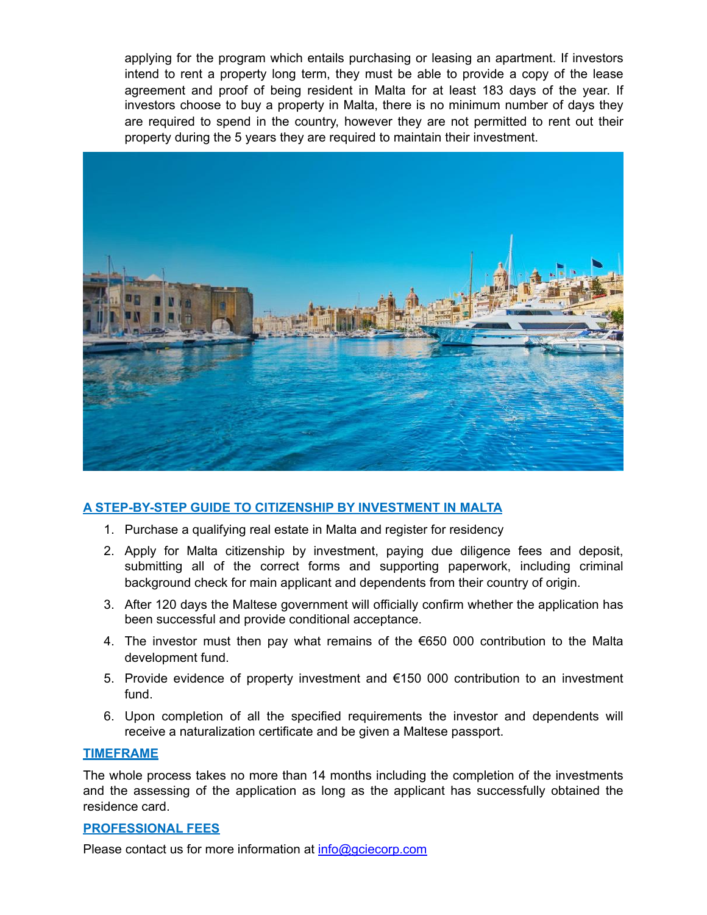applying for the program which entails purchasing or leasing an apartment. If investors intend to rent a property long term, they must be able to provide a copy of the lease agreement and proof of being resident in Malta for at least 183 days of the year. If investors choose to buy a property in Malta, there is no minimum number of days they are required to spend in the country, however they are not permitted to rent out their property during the 5 years they are required to maintain their investment.

## A STEP-BY-STEP GUIDE TO CITIZENSHIP BY INVESTMENT IN MALTA

1. Purchase a qualifying real estate in Malta and register for residency
2. Apply for Malta citizenship by investment, paying due diligence fees and deposit, submitting all of the correct forms and supporting paperwork, including criminal background check for main applicant and dependents from their country of origin.
3. After 120 days the Maltese government will officially confirm whether the application has been successful and provide conditional acceptance.
4. The investor must then pay what remains of the €650 000 contribution to the Malta development fund.
5. Provide evidence of property investment and €150 000 contribution to an investment fund.
6. Upon completion of all the specified requirements the investor and dependents will receive a naturalization certificate and be given a Maltese passport.

## TIMEFRAME

The whole process takes no more than 14 months including the completion of the investments and the assessing of the application as long as the applicant has successfully obtained the residence card.

## PROFESSIONAL FEES

Please contact us for more information at info@gciecorp.com